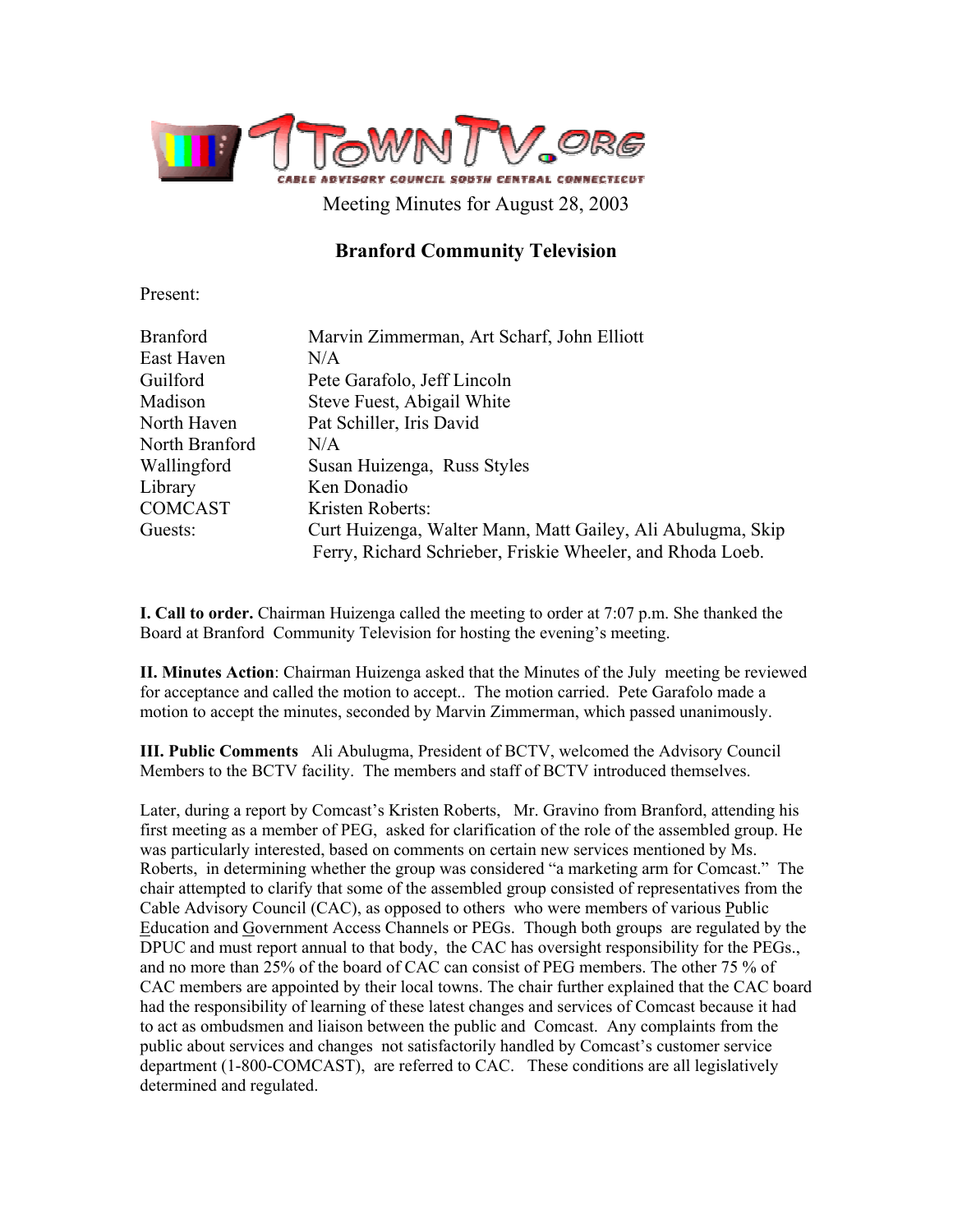1TOWNTV.ORG

CABLE ADVISORY COUNCIL SOUTH CENTRAL CONNECTICUT

Meeting Minutes for August 28, 2003

## Branford Community Television

Present:

| | |
|---|---|
| Branford | Marvin Zimmerman, Art Scharf, John Elliott |
| East Haven | N/A |
| Guilford | Pete Garafolo, Jeff Lincoln |
| Madison | Steve Fuest, Abigail White |
| North Haven | Pat Schiller, Iris David |
| North Branford | N/A |
| Wallingford | Susan Huizenga, Russ Styles |
| Library | Ken Donadio |
| COMCAST | Kristen Roberts: |
| Guests: | Curt Huizenga, Walter Mann, Matt Gailey, Ali Abulugma, Skip Ferry, Richard Schrieber, Friskie Wheeler, and Rhoda Loeb. |

**I. Call to order.** Chairman Huizenga called the meeting to order at 7:07 p.m. She thanked the Board at Branford Community Television for hosting the evening's meeting.

**II. Minutes Action**: Chairman Huizenga asked that the Minutes of the July meeting be reviewed for acceptance and called the motion to accept.. The motion carried. Pete Garafolo made a motion to accept the minutes, seconded by Marvin Zimmerman, which passed unanimously.

**III. Public Comments** Ali Abulugma, President of BCTV, welcomed the Advisory Council Members to the BCTV facility. The members and staff of BCTV introduced themselves.

Later, during a report by Comcast's Kristen Roberts, Mr. Gravino from Branford, attending his first meeting as a member of PEG, asked for clarification of the role of the assembled group. He was particularly interested, based on comments on certain new services mentioned by Ms. Roberts, in determining whether the group was considered "a marketing arm for Comcast." The chair attempted to clarify that some of the assembled group consisted of representatives from the Cable Advisory Council (CAC), as opposed to others who were members of various Public Education and Government Access Channels or PEGs. Though both groups are regulated by the DPUC and must report annual to that body, the CAC has oversight responsibility for the PEGs., and no more than 25% of the board of CAC can consist of PEG members. The other 75 % of CAC members are appointed by their local towns. The chair further explained that the CAC board had the responsibility of learning of these latest changes and services of Comcast because it had to act as ombudsmen and liaison between the public and Comcast. Any complaints from the public about services and changes not satisfactorily handled by Comcast's customer service department (1-800-COMCAST), are referred to CAC. These conditions are all legislatively determined and regulated.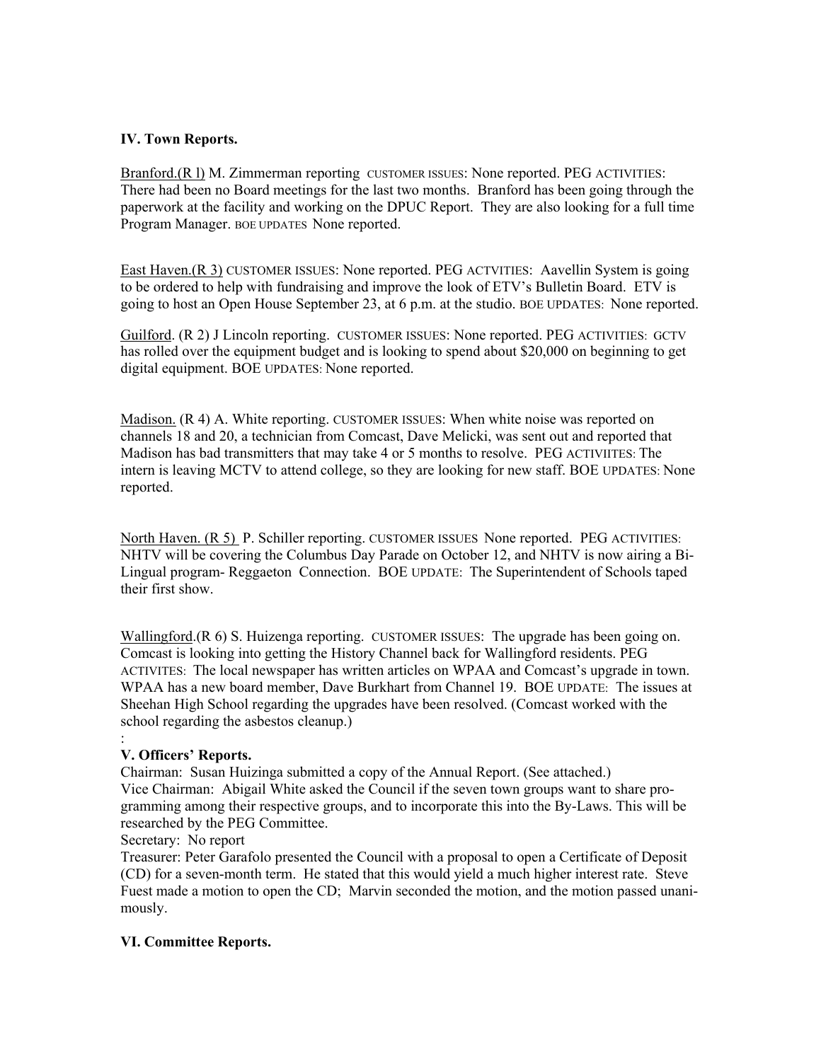### IV. Town Reports.

Branford.(R l) M. Zimmerman reporting CUSTOMER ISSUES: None reported. PEG ACTIVITIES: There had been no Board meetings for the last two months. Branford has been going through the paperwork at the facility and working on the DPUC Report. They are also looking for a full time Program Manager. BOE UPDATES None reported.

East Haven.(R 3) CUSTOMER ISSUES: None reported. PEG ACTVITIES: Aavellin System is going to be ordered to help with fundraising and improve the look of ETV's Bulletin Board. ETV is going to host an Open House September 23, at 6 p.m. at the studio. BOE UPDATES: None reported.

Guilford. (R 2) J Lincoln reporting. CUSTOMER ISSUES: None reported. PEG ACTIVITIES: GCTV has rolled over the equipment budget and is looking to spend about $20,000 on beginning to get digital equipment. BOE UPDATES: None reported.

Madison. (R 4) A. White reporting. CUSTOMER ISSUES: When white noise was reported on channels 18 and 20, a technician from Comcast, Dave Melicki, was sent out and reported that Madison has bad transmitters that may take 4 or 5 months to resolve. PEG ACTIVIITES: The intern is leaving MCTV to attend college, so they are looking for new staff. BOE UPDATES: None reported.

North Haven. (R 5) P. Schiller reporting. CUSTOMER ISSUES None reported. PEG ACTIVITIES: NHTV will be covering the Columbus Day Parade on October 12, and NHTV is now airing a Bi-Lingual program- Reggaeton Connection. BOE UPDATE: The Superintendent of Schools taped their first show.

Wallingford.(R 6) S. Huizenga reporting. CUSTOMER ISSUES: The upgrade has been going on. Comcast is looking into getting the History Channel back for Wallingford residents. PEG ACTIVITES: The local newspaper has written articles on WPAA and Comcast's upgrade in town. WPAA has a new board member, Dave Burkhart from Channel 19. BOE UPDATE: The issues at Sheehan High School regarding the upgrades have been resolved. (Comcast worked with the school regarding the asbestos cleanup.)

:

### V. Officers' Reports.

Chairman: Susan Huizinga submitted a copy of the Annual Report. (See attached.)

Vice Chairman: Abigail White asked the Council if the seven town groups want to share programming among their respective groups, and to incorporate this into the By-Laws. This will be researched by the PEG Committee.

Secretary: No report

Treasurer: Peter Garafolo presented the Council with a proposal to open a Certificate of Deposit (CD) for a seven-month term. He stated that this would yield a much higher interest rate. Steve Fuest made a motion to open the CD; Marvin seconded the motion, and the motion passed unanimously.

### VI. Committee Reports.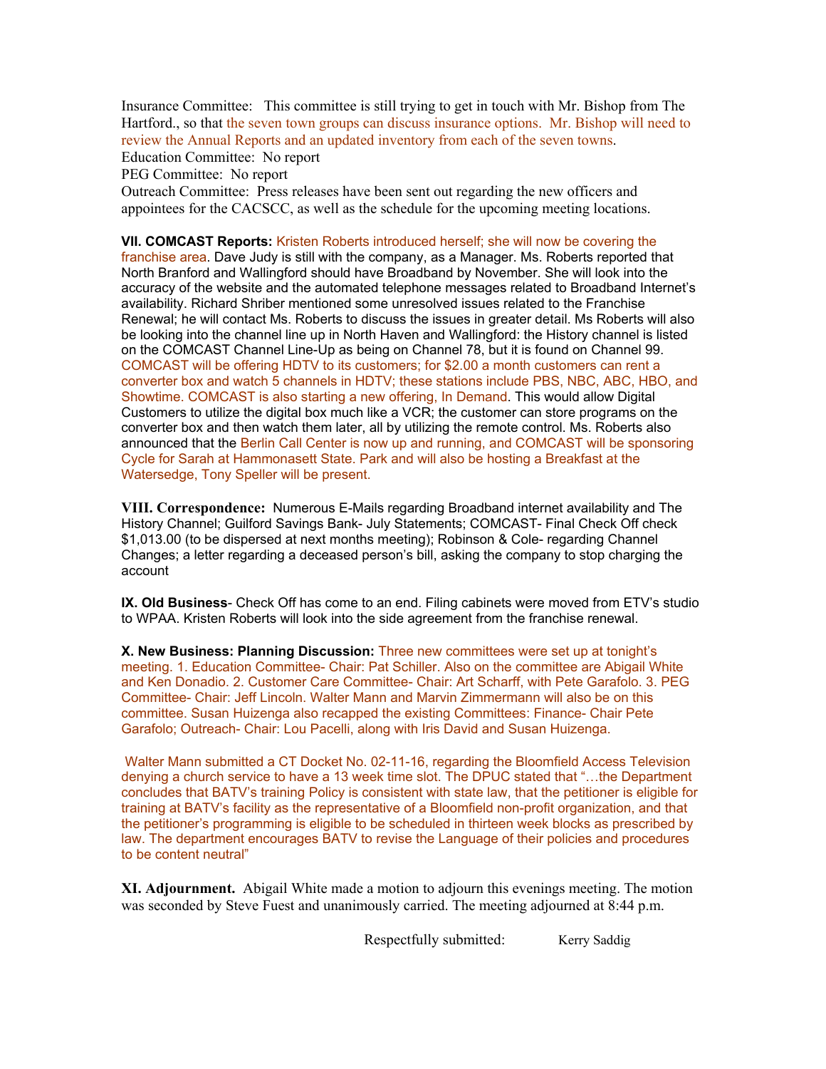Insurance Committee: This committee is still trying to get in touch with Mr. Bishop from The Hartford., so that the seven town groups can discuss insurance options. Mr. Bishop will need to review the Annual Reports and an updated inventory from each of the seven towns.
Education Committee: No report
PEG Committee: No report
Outreach Committee: Press releases have been sent out regarding the new officers and appointees for the CACSCC, as well as the schedule for the upcoming meeting locations.

**VII. COMCAST Reports:** Kristen Roberts introduced herself; she will now be covering the franchise area. Dave Judy is still with the company, as a Manager. Ms. Roberts reported that North Branford and Wallingford should have Broadband by November. She will look into the accuracy of the website and the automated telephone messages related to Broadband Internet's availability. Richard Shriber mentioned some unresolved issues related to the Franchise Renewal; he will contact Ms. Roberts to discuss the issues in greater detail. Ms Roberts will also be looking into the channel line up in North Haven and Wallingford: the History channel is listed on the COMCAST Channel Line-Up as being on Channel 78, but it is found on Channel 99. COMCAST will be offering HDTV to its customers; for $2.00 a month customers can rent a converter box and watch 5 channels in HDTV; these stations include PBS, NBC, ABC, HBO, and Showtime. COMCAST is also starting a new offering, In Demand. This would allow Digital Customers to utilize the digital box much like a VCR; the customer can store programs on the converter box and then watch them later, all by utilizing the remote control. Ms. Roberts also announced that the Berlin Call Center is now up and running, and COMCAST will be sponsoring Cycle for Sarah at Hammonasett State. Park and will also be hosting a Breakfast at the Watersedge, Tony Speller will be present.

**VIII. Correspondence:** Numerous E-Mails regarding Broadband internet availability and The History Channel; Guilford Savings Bank- July Statements; COMCAST- Final Check Off check $1,013.00 (to be dispersed at next months meeting); Robinson & Cole- regarding Channel Changes; a letter regarding a deceased person's bill, asking the company to stop charging the account

**IX. Old Business**- Check Off has come to an end. Filing cabinets were moved from ETV's studio to WPAA. Kristen Roberts will look into the side agreement from the franchise renewal.

**X. New Business: Planning Discussion:** Three new committees were set up at tonight's meeting. 1. Education Committee- Chair: Pat Schiller. Also on the committee are Abigail White and Ken Donadio. 2. Customer Care Committee- Chair: Art Scharff, with Pete Garafolo. 3. PEG Committee- Chair: Jeff Lincoln. Walter Mann and Marvin Zimmermann will also be on this committee. Susan Huizenga also recapped the existing Committees: Finance- Chair Pete Garafolo; Outreach- Chair: Lou Pacelli, along with Iris David and Susan Huizenga.

Walter Mann submitted a CT Docket No. 02-11-16, regarding the Bloomfield Access Television denying a church service to have a 13 week time slot. The DPUC stated that "…the Department concludes that BATV's training Policy is consistent with state law, that the petitioner is eligible for training at BATV's facility as the representative of a Bloomfield non-profit organization, and that the petitioner's programming is eligible to be scheduled in thirteen week blocks as prescribed by law. The department encourages BATV to revise the Language of their policies and procedures to be content neutral"

**XI. Adjournment.** Abigail White made a motion to adjourn this evenings meeting. The motion was seconded by Steve Fuest and unanimously carried. The meeting adjourned at 8:44 p.m.

Respectfully submitted: Kerry Saddig